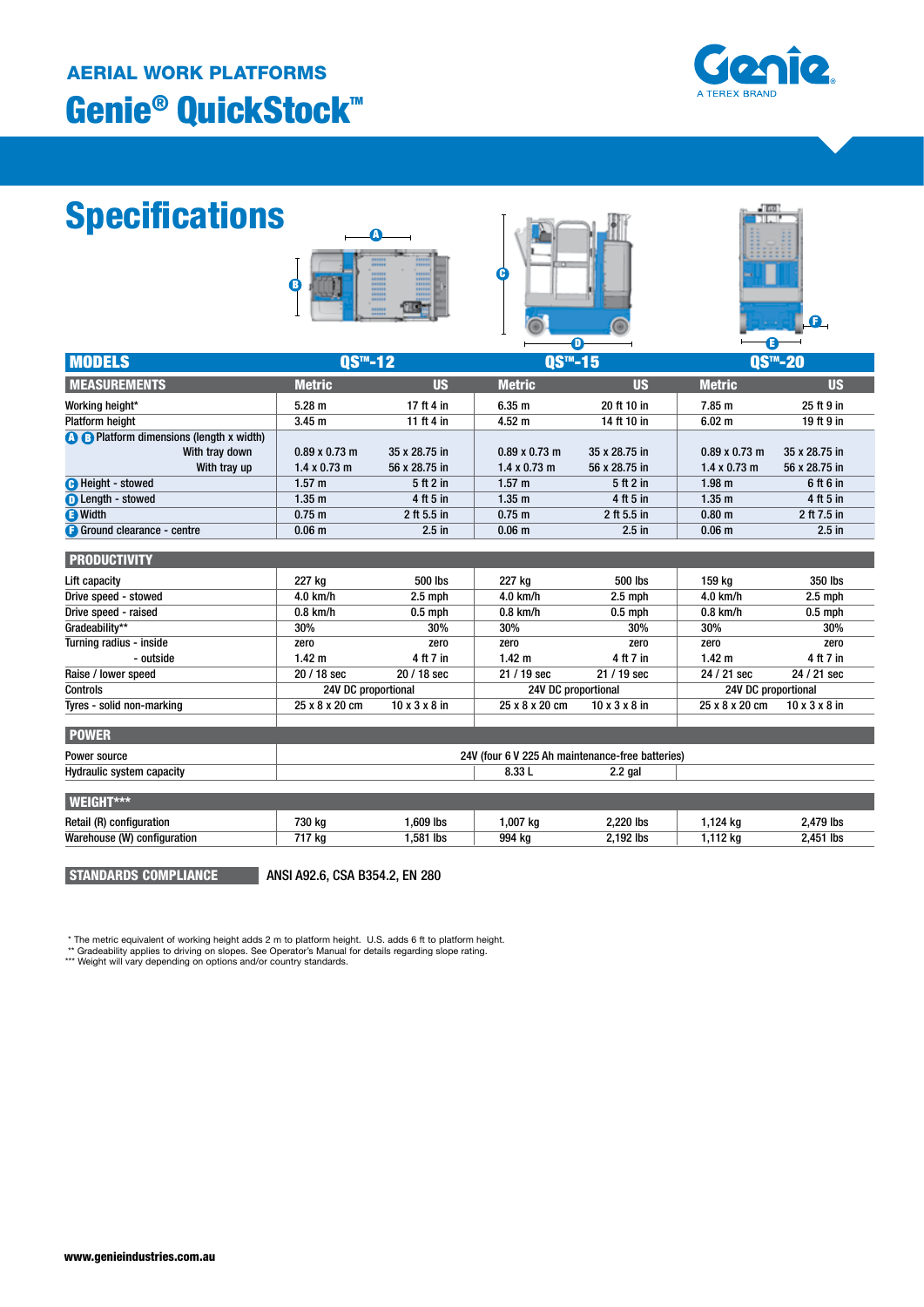AERIAL WORK PLATFORMS

# Genie® QuickStock™

## Specifications

| MODELS | QS™-12 | | QS™-15 | | QS™-20 | |
|---|---|---|---|---|---|---|
| **MEASUREMENTS** | **Metric** | **US** | **Metric** | **US** | **Metric** | **US** |
| Working height* | 5.28 m | 17 ft 4 in | 6.35 m | 20 ft 10 in | 7.85 m | 25 ft 9 in |
| Platform height | 3.45 m | 11 ft 4 in | 4.52 m | 14 ft 10 in | 6.02 m | 19 ft 9 in |
| A B Platform dimensions (length x width) | | | | | | |
| With tray down | 0.89 x 0.73 m | 35 x 28.75 in | 0.89 x 0.73 m | 35 x 28.75 in | 0.89 x 0.73 m | 35 x 28.75 in |
| With tray up | 1.4 x 0.73 m | 56 x 28.75 in | 1.4 x 0.73 m | 56 x 28.75 in | 1.4 x 0.73 m | 56 x 28.75 in |
| C Height - stowed | 1.57 m | 5 ft 2 in | 1.57 m | 5 ft 2 in | 1.98 m | 6 ft 6 in |
| D Length - stowed | 1.35 m | 4 ft 5 in | 1.35 m | 4 ft 5 in | 1.35 m | 4 ft 5 in |
| E Width | 0.75 m | 2 ft 5.5 in | 0.75 m | 2 ft 5.5 in | 0.80 m | 2 ft 7.5 in |
| F Ground clearance - centre | 0.06 m | 2.5 in | 0.06 m | 2.5 in | 0.06 m | 2.5 in |
| **PRODUCTIVITY** | | | | | | |
| Lift capacity | 227 kg | 500 lbs | 227 kg | 500 lbs | 159 kg | 350 lbs |
| Drive speed - stowed | 4.0 km/h | 2.5 mph | 4.0 km/h | 2.5 mph | 4.0 km/h | 2.5 mph |
| Drive speed - raised | 0.8 km/h | 0.5 mph | 0.8 km/h | 0.5 mph | 0.8 km/h | 0.5 mph |
| Gradeability** | 30% | 30% | 30% | 30% | 30% | 30% |
| Turning radius - inside | zero | zero | zero | zero | zero | zero |
| - outside | 1.42 m | 4 ft 7 in | 1.42 m | 4 ft 7 in | 1.42 m | 4 ft 7 in |
| Raise / lower speed | 20 / 18 sec | 20 / 18 sec | 21 / 19 sec | 21 / 19 sec | 24 / 21 sec | 24 / 21 sec |
| Controls | 24V DC proportional | | 24V DC proportional | | 24V DC proportional | |
| Tyres - solid non-marking | 25 x 8 x 20 cm | 10 x 3 x 8 in | 25 x 8 x 20 cm | 10 x 3 x 8 in | 25 x 8 x 20 cm | 10 x 3 x 8 in |
| **POWER** | | | | | | |
| Power source | 24V (four 6 V 225 Ah maintenance-free batteries) | | | | | |
| Hydraulic system capacity | | | 8.33 L | 2.2 gal | | |
| **WEIGHT***** | | | | | | |
| Retail (R) configuration | 730 kg | 1,609 lbs | 1,007 kg | 2,220 lbs | 1,124 kg | 2,479 lbs |
| Warehouse (W) configuration | 717 kg | 1,581 lbs | 994 kg | 2,192 lbs | 1,112 kg | 2,451 lbs |

**STANDARDS COMPLIANCE** ANSI A92.6, CSA B354.2, EN 280

\* The metric equivalent of working height adds 2 m to platform height. U.S. adds 6 ft to platform height.
** Gradeability applies to driving on slopes. See Operator's Manual for details regarding slope rating.
*** Weight will vary depending on options and/or country standards.

www.genieindustries.com.au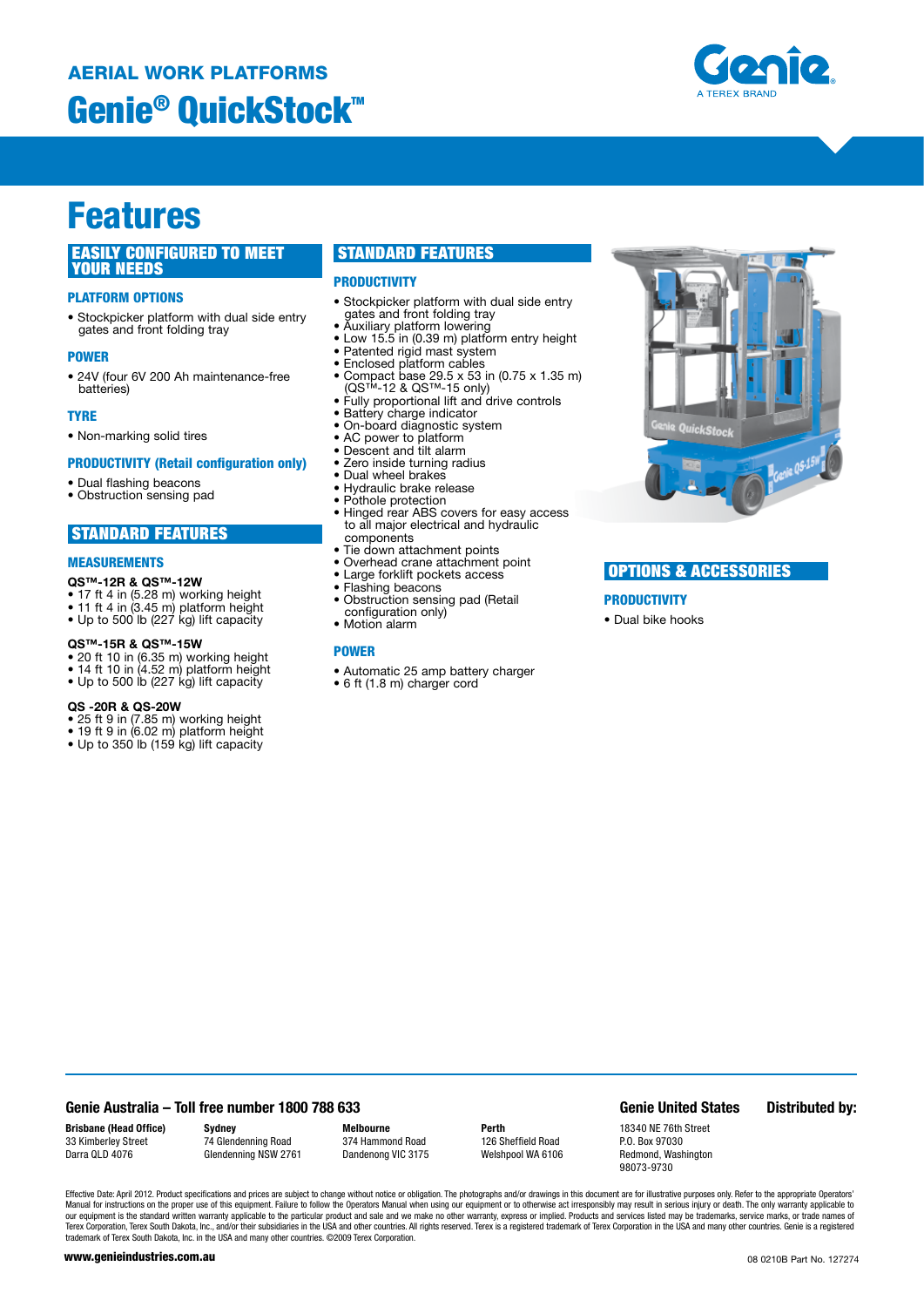AERIAL WORK PLATFORMS

# Genie® QuickStock™

Genie
A TEREX BRAND

# Features

## EASILY CONFIGURED TO MEET YOUR NEEDS

### PLATFORM OPTIONS

- Stockpicker platform with dual side entry gates and front folding tray

### POWER

- 24V (four 6V 200 Ah maintenance-free batteries)

### TYRE

- Non-marking solid tires

### PRODUCTIVITY (Retail configuration only)

- Dual flashing beacons
- Obstruction sensing pad

## STANDARD FEATURES

### MEASUREMENTS

**QS™-12R & QS™-12W**

- 17 ft 4 in (5.28 m) working height
- 11 ft 4 in (3.45 m) platform height
- Up to 500 lb (227 kg) lift capacity

**QS™-15R & QS™-15W**

- 20 ft 10 in (6.35 m) working height
- 14 ft 10 in (4.52 m) platform height
- Up to 500 lb (227 kg) lift capacity

**QS -20R & QS-20W**

- 25 ft 9 in (7.85 m) working height
- 19 ft 9 in (6.02 m) platform height
- Up to 350 lb (159 kg) lift capacity

## STANDARD FEATURES

### PRODUCTIVITY

- Stockpicker platform with dual side entry gates and front folding tray
- Auxiliary platform lowering
- Low 15.5 in (0.39 m) platform entry height
- Patented rigid mast system
- Enclosed platform cables
- Compact base 29.5 x 53 in (0.75 x 1.35 m) (QS™-12 & QS™-15 only)
- Fully proportional lift and drive controls
- Battery charge indicator
- On-board diagnostic system
- AC power to platform
- Descent and tilt alarm
- Zero inside turning radius
- Dual wheel brakes
- Hydraulic brake release
- Pothole protection
- Hinged rear ABS covers for easy access to all major electrical and hydraulic components
- Tie down attachment points
- Overhead crane attachment point
- Large forklift pockets access
- Flashing beacons
- Obstruction sensing pad (Retail configuration only)
- Motion alarm

### POWER

- Automatic 25 amp battery charger
- 6 ft (1.8 m) charger cord

## OPTIONS & ACCESSORIES

### PRODUCTIVITY

- Dual bike hooks

---

**Genie Australia – Toll free number 1800 788 633**

**Brisbane (Head Office)**
33 Kimberley Street
Darra QLD 4076

**Sydney**
74 Glendenning Road
Glendenning NSW 2761

**Melbourne**
374 Hammond Road
Dandenong VIC 3175

**Perth**
126 Sheffield Road
Welshpool WA 6106

**Genie United States**
18340 NE 76th Street
P.O. Box 97030
Redmond, Washington
98073-9730

**Distributed by:**

Effective Date: April 2012. Product specifications and prices are subject to change without notice or obligation. The photographs and/or drawings in this document are for illustrative purposes only. Refer to the appropriate Operators' Manual for instructions on the proper use of this equipment. Failure to follow the Operators Manual when using our equipment or to otherwise act irresponsibly may result in serious injury or death. The only warranty applicable to our equipment is the standard written warranty applicable to the particular product and sale and we make no other warranty, express or implied. Products and services listed may be trademarks, service marks, or trade names of Terex Corporation, Terex South Dakota, Inc., and/or their subsidiaries in the USA and other countries. All rights reserved. Terex is a registered trademark of Terex Corporation in the USA and many other countries. Genie is a registered trademark of Terex South Dakota, Inc. in the USA and many other countries. ©2009 Terex Corporation.

**www.genieindustries.com.au**

08 0210B Part No. 127274